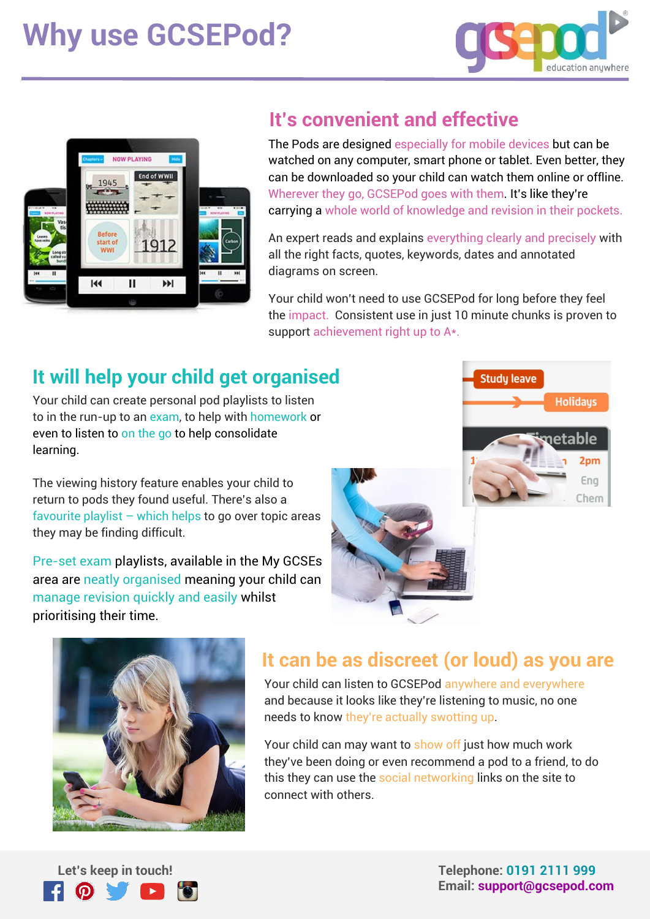# Why use GCSEPod?

## It's convenient and effective

The Pods are designed especially for mobile devices but can be watched on any computer, smart phone or tablet. Even better, they can be downloaded so your child can watch them online or offline. Wherever they go, GCSEPod goes with them. It's like they're carrying a whole world of knowledge and revision in their pockets.

An expert reads and explains everything clearly and precisely with all the right facts, quotes, keywords, dates and annotated diagrams on screen.

Your child won't need to use GCSEPod for long before they feel the impact. Consistent use in just 10 minute chunks is proven to support achievement right up to A*.

## It will help your child get organised

Your child can create personal pod playlists to listen to in the run-up to an exam, to help with homework or even to listen to on the go to help consolidate learning.

The viewing history feature enables your child to return to pods they found useful. There's also a favourite playlist – which helps to go over topic areas they may be finding difficult.

Pre-set exam playlists, available in the My GCSEs area are neatly organised meaning your child can manage revision quickly and easily whilst prioritising their time.

## It can be as discreet (or loud) as you are

Your child can listen to GCSEPod anywhere and everywhere and because it looks like they're listening to music, no one needs to know they're actually swotting up.

Your child can may want to show off just how much work they've been doing or even recommend a pod to a friend, to do this they can use the social networking links on the site to connect with others.

Let's keep in touch!

**Telephone:** **0191 2111 999**
**Email:** **support@gcsepod.com**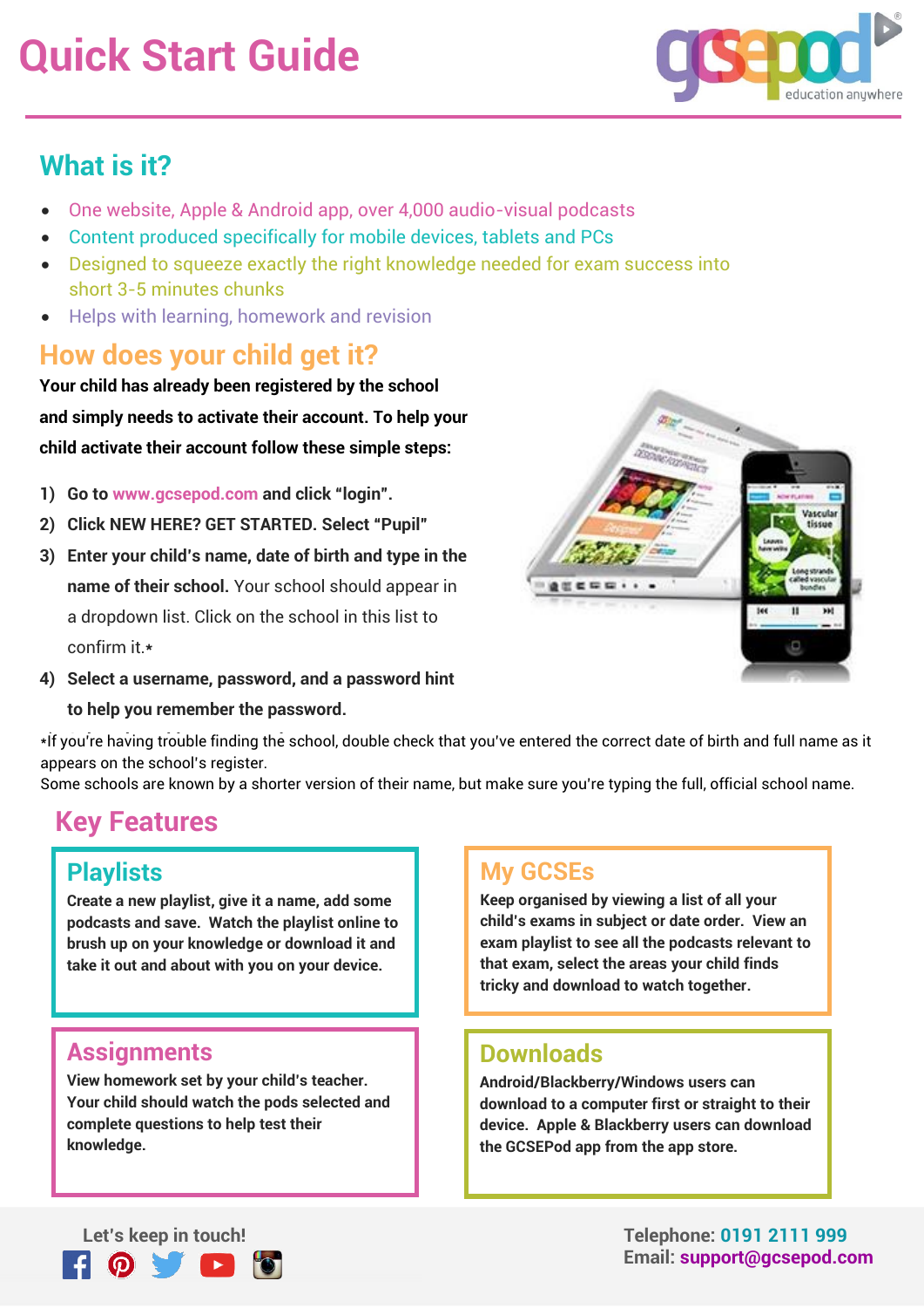# Quick Start Guide

gcsepod® education anywhere

## What is it?

- One website, Apple & Android app, over 4,000 audio-visual podcasts
- Content produced specifically for mobile devices, tablets and PCs
- Designed to squeeze exactly the right knowledge needed for exam success into short 3-5 minutes chunks
- Helps with learning, homework and revision

## How does your child get it?

**Your child has already been registered by the school and simply needs to activate their account. To help your child activate their account follow these simple steps:**

1) **Go to www.gcsepod.com and click "login".**
2) **Click NEW HERE? GET STARTED. Select "Pupil"**
3) **Enter your child's name, date of birth and type in the name of their school.** Your school should appear in a dropdown list. Click on the school in this list to confirm it.*
4) **Select a username, password, and a password hint to help you remember the password.**

*If you're having trouble finding the school, double check that you've entered the correct date of birth and full name as it appears on the school's register.
Some schools are known by a shorter version of their name, but make sure you're typing the full, official school name.

## Key Features

### Playlists

**Create a new playlist, give it a name, add some podcasts and save. Watch the playlist online to brush up on your knowledge or download it and take it out and about with you on your device.**

### My GCSEs

**Keep organised by viewing a list of all your child's exams in subject or date order. View an exam playlist to see all the podcasts relevant to that exam, select the areas your child finds tricky and download to watch together.**

### Assignments

**View homework set by your child's teacher. Your child should watch the pods selected and complete questions to help test their knowledge.**

### Downloads

**Android/Blackberry/Windows users can download to a computer first or straight to their device. Apple & Blackberry users can download the GCSEPod app from the app store.**

**Let's keep in touch!**

**Telephone: 0191 2111 999**
**Email: support@gcsepod.com**